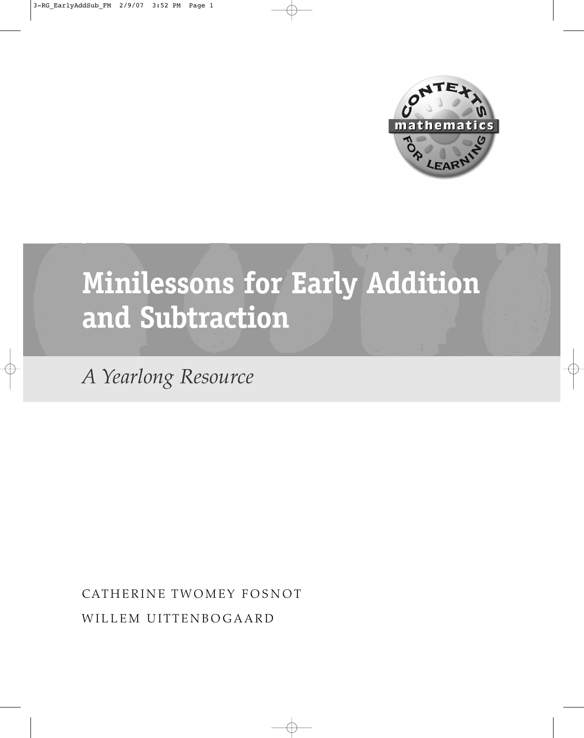# Minilessons for Early Addition and Subtraction

*A Yearlong Resource*

CATHERINE TWOMEY FOSNOT

WILLEM UITTENBOGAARD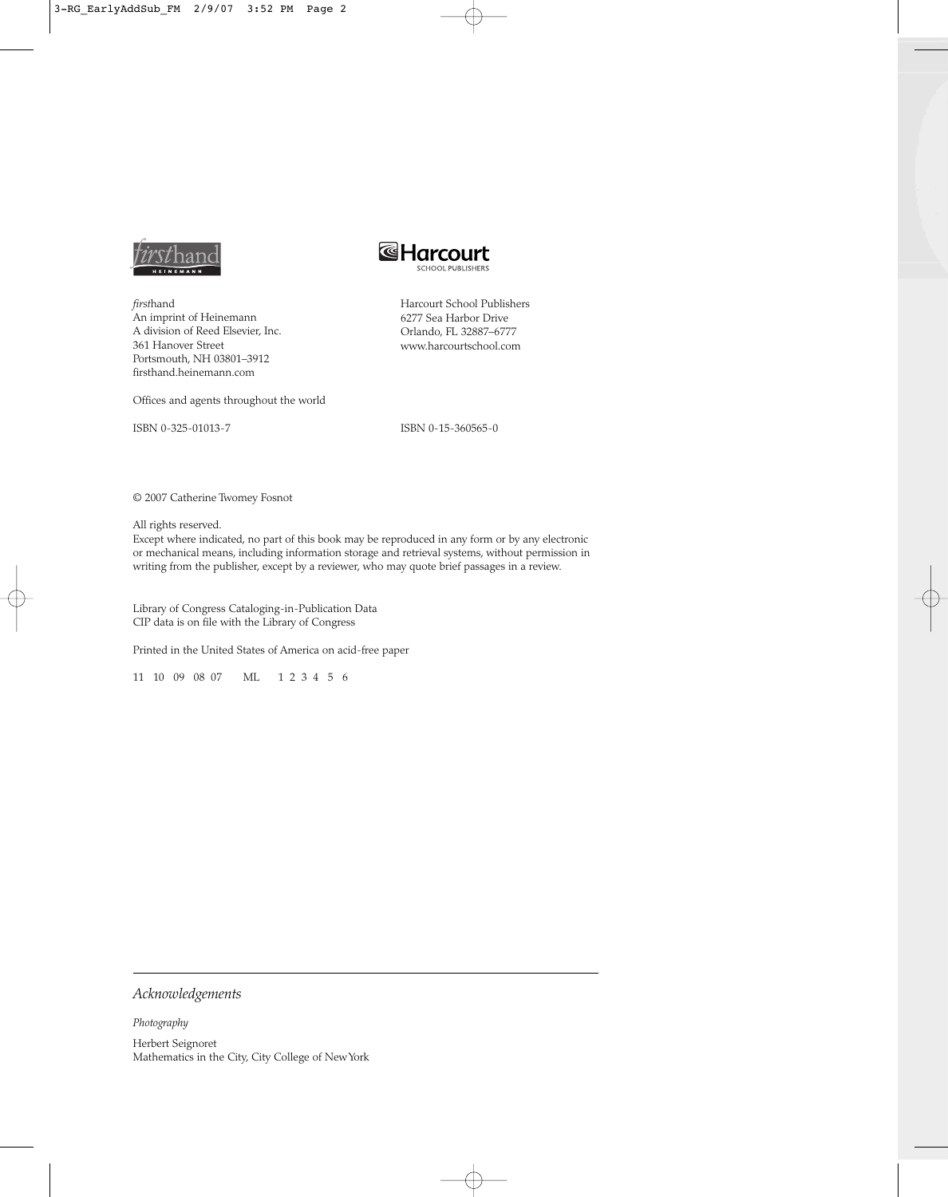*first*hand
An imprint of Heinemann
A division of Reed Elsevier, Inc.
361 Hanover Street
Portsmouth, NH 03801–3912
firsthand.heinemann.com

Offices and agents throughout the world

ISBN 0-325-01013-7

Harcourt School Publishers
6277 Sea Harbor Drive
Orlando, FL 32887–6777
www.harcourtschool.com

ISBN 0-15-360565-0

© 2007 Catherine Twomey Fosnot

All rights reserved.
Except where indicated, no part of this book may be reproduced in any form or by any electronic or mechanical means, including information storage and retrieval systems, without permission in writing from the publisher, except by a reviewer, who may quote brief passages in a review.

Library of Congress Cataloging-in-Publication Data
CIP data is on file with the Library of Congress

Printed in the United States of America on acid-free paper

11 10 09 08 07 ML 1 2 3 4 5 6

---

*Acknowledgements*

*Photography*

Herbert Seignoret
Mathematics in the City, City College of New York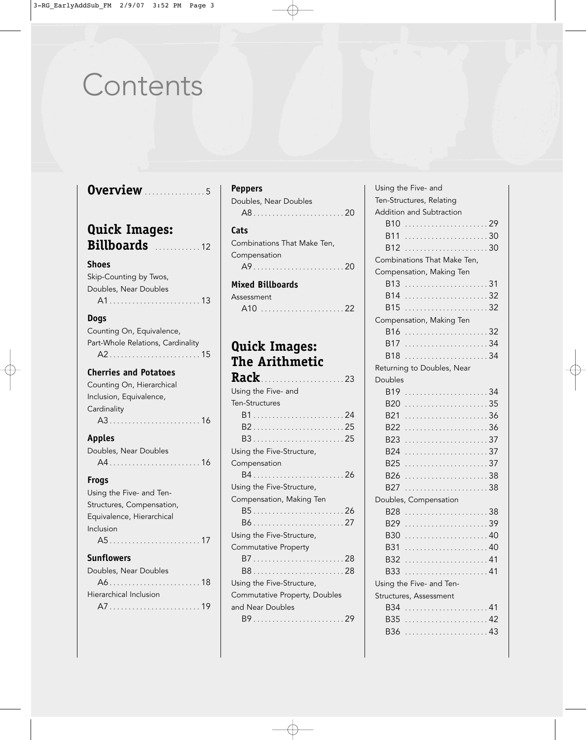# Contents

## Overview ................ 5

## Quick Images: Billboards ............ 12

### Shoes

Skip-Counting by Twos, Doubles, Near Doubles

A1 ........................ 13

### Dogs

Counting On, Equivalence, Part-Whole Relations, Cardinality

A2 ........................ 15

### Cherries and Potatoes

Counting On, Hierarchical Inclusion, Equivalence, Cardinality

A3 ........................ 16

### Apples

Doubles, Near Doubles

A4 ........................ 16

### Frogs

Using the Five- and Ten-Structures, Compensation, Equivalence, Hierarchical Inclusion

A5 ........................ 17

### Sunflowers

Doubles, Near Doubles

A6 ........................ 18

Hierarchical Inclusion

A7 ........................ 19

### Peppers

Doubles, Near Doubles

A8 ........................ 20

### Cats

Combinations That Make Ten, Compensation

A9 ........................ 20

### Mixed Billboards

Assessment

A10 ...................... 22

## Quick Images: The Arithmetic Rack ...................... 23

Using the Five- and Ten-Structures

B1 ........................ 24
B2 ........................ 25
B3 ........................ 25

Using the Five-Structure, Compensation

B4 ........................ 26

Using the Five-Structure, Compensation, Making Ten

B5 ........................ 26
B6 ........................ 27

Using the Five-Structure, Commutative Property

B7 ........................ 28
B8 ........................ 28

Using the Five-Structure, Commutative Property, Doubles and Near Doubles

B9 ........................ 29

Using the Five- and Ten-Structures, Relating Addition and Subtraction

B10 ...................... 29
B11 ...................... 30
B12 ...................... 30

Combinations That Make Ten, Compensation, Making Ten

B13 ...................... 31
B14 ...................... 32
B15 ...................... 32

Compensation, Making Ten

B16 ...................... 32
B17 ...................... 34
B18 ...................... 34

Returning to Doubles, Near Doubles

B19 ...................... 34
B20 ...................... 35
B21 ...................... 36
B22 ...................... 36
B23 ...................... 37
B24 ...................... 37
B25 ...................... 37
B26 ...................... 38
B27 ...................... 38

Doubles, Compensation

B28 ...................... 38
B29 ...................... 39
B30 ...................... 40
B31 ...................... 40
B32 ...................... 41
B33 ...................... 41

Using the Five- and Ten-Structures, Assessment

B34 ...................... 41
B35 ...................... 42
B36 ...................... 43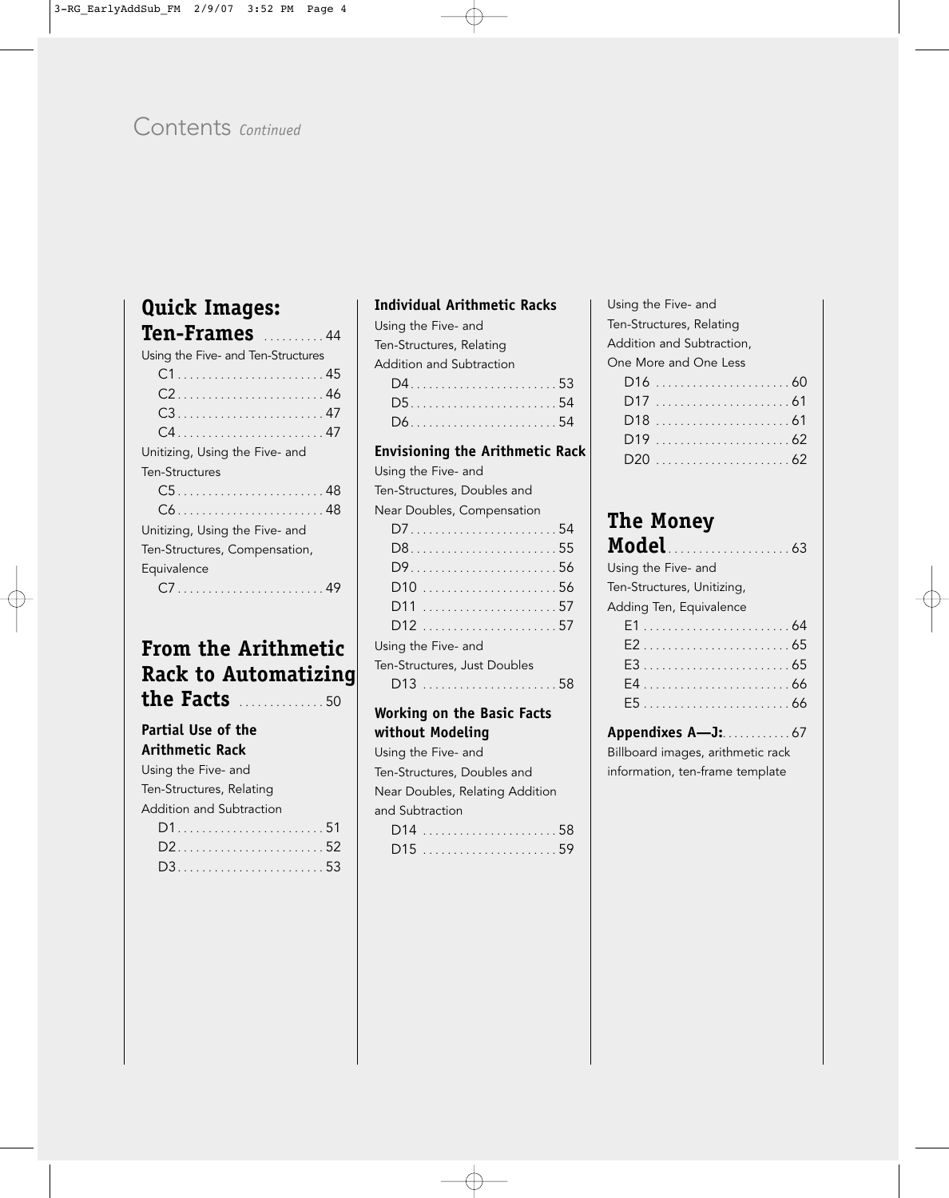# Contents *Continued*

## Quick Images: Ten-Frames .......... 44

Using the Five- and Ten-Structures

- C1 ........................ 45
- C2 ........................ 46
- C3 ........................ 47
- C4 ........................ 47

Unitizing, Using the Five- and Ten-Structures

- C5 ........................ 48
- C6 ........................ 48

Unitizing, Using the Five- and Ten-Structures, Compensation, Equivalence

- C7 ........................ 49

## From the Arithmetic Rack to Automatizing the Facts .............. 50

### Partial Use of the Arithmetic Rack

Using the Five- and Ten-Structures, Relating Addition and Subtraction

- D1 ........................ 51
- D2 ........................ 52
- D3 ........................ 53

### Individual Arithmetic Racks

Using the Five- and Ten-Structures, Relating Addition and Subtraction

- D4 ........................ 53
- D5 ........................ 54
- D6 ........................ 54

### Envisioning the Arithmetic Rack

Using the Five- and Ten-Structures, Doubles and Near Doubles, Compensation

- D7 ........................ 54
- D8 ........................ 55
- D9 ........................ 56
- D10 ...................... 56
- D11 ...................... 57
- D12 ...................... 57

Using the Five- and Ten-Structures, Just Doubles

- D13 ...................... 58

### Working on the Basic Facts without Modeling

Using the Five- and Ten-Structures, Doubles and Near Doubles, Relating Addition and Subtraction

- D14 ...................... 58
- D15 ...................... 59

Using the Five- and Ten-Structures, Relating Addition and Subtraction, One More and One Less

- D16 ...................... 60
- D17 ...................... 61
- D18 ...................... 61
- D19 ...................... 62
- D20 ...................... 62

## The Money Model.................... 63

Using the Five- and Ten-Structures, Unitizing, Adding Ten, Equivalence

- E1 ........................ 64
- E2 ........................ 65
- E3 ........................ 65
- E4 ........................ 66
- E5 ........................ 66

**Appendixes A—J:**............ 67

Billboard images, arithmetic rack information, ten-frame template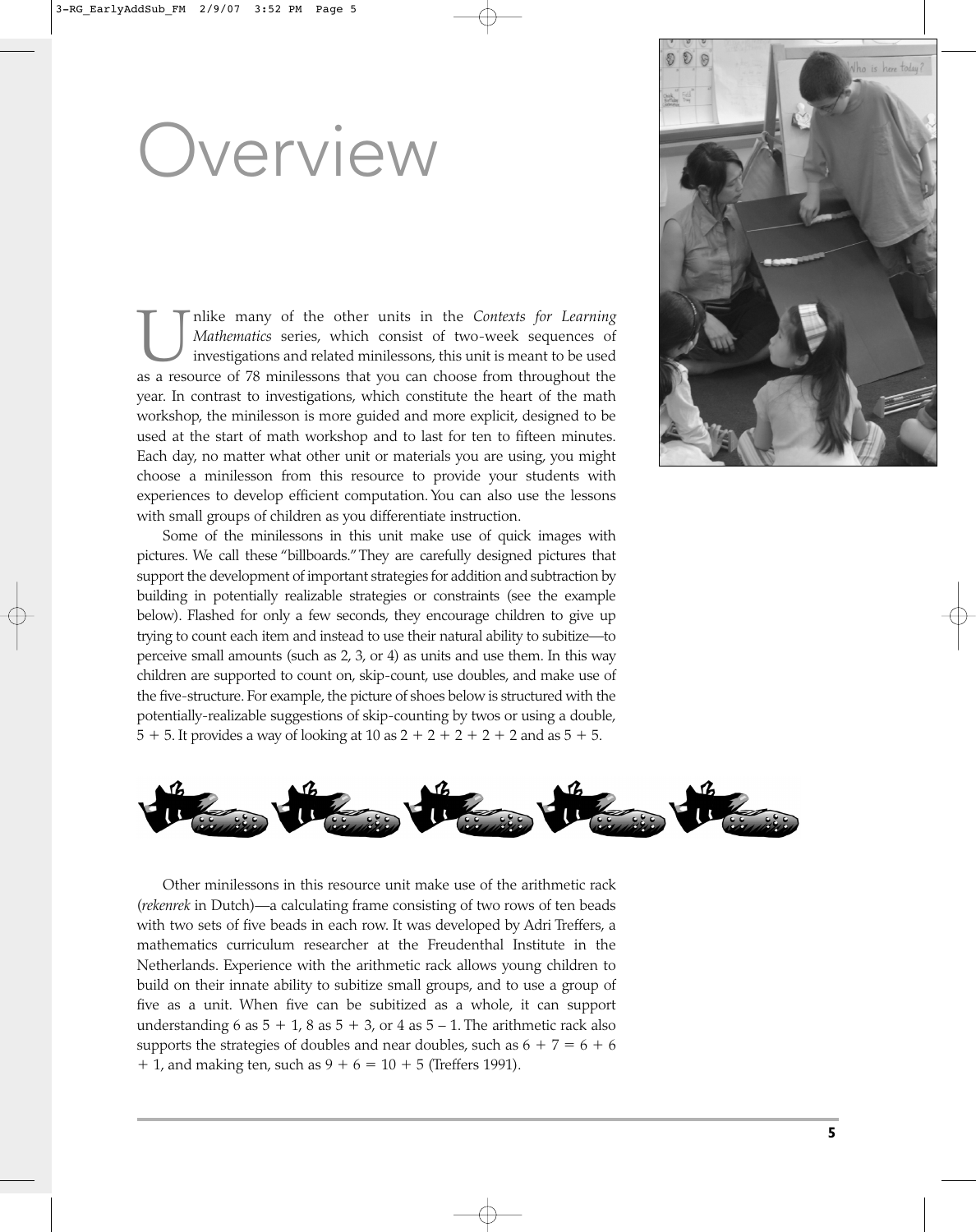# Overview

Unlike many of the other units in the *Contexts for Learning Mathematics* series, which consist of two-week sequences of investigations and related minilessons, this unit is meant to be used as a resource of 78 minilessons that you can choose from throughout the year. In contrast to investigations, which constitute the heart of the math workshop, the minilesson is more guided and more explicit, designed to be used at the start of math workshop and to last for ten to fifteen minutes. Each day, no matter what other unit or materials you are using, you might choose a minilesson from this resource to provide your students with experiences to develop efficient computation. You can also use the lessons with small groups of children as you differentiate instruction.

Some of the minilessons in this unit make use of quick images with pictures. We call these "billboards." They are carefully designed pictures that support the development of important strategies for addition and subtraction by building in potentially realizable strategies or constraints (see the example below). Flashed for only a few seconds, they encourage children to give up trying to count each item and instead to use their natural ability to subitize—to perceive small amounts (such as 2, 3, or 4) as units and use them. In this way children are supported to count on, skip-count, use doubles, and make use of the five-structure. For example, the picture of shoes below is structured with the potentially-realizable suggestions of skip-counting by twos or using a double, $5 + 5$. It provides a way of looking at 10 as $2 + 2 + 2 + 2 + 2$ and as $5 + 5$.

Other minilessons in this resource unit make use of the arithmetic rack (*rekenrek* in Dutch)—a calculating frame consisting of two rows of ten beads with two sets of five beads in each row. It was developed by Adri Treffers, a mathematics curriculum researcher at the Freudenthal Institute in the Netherlands. Experience with the arithmetic rack allows young children to build on their innate ability to subitize small groups, and to use a group of five as a unit. When five can be subitized as a whole, it can support understanding 6 as $5 + 1$, 8 as $5 + 3$, or 4 as $5 - 1$. The arithmetic rack also supports the strategies of doubles and near doubles, such as $6 + 7 = 6 + 6 + 1$, and making ten, such as $9 + 6 = 10 + 5$ (Treffers 1991).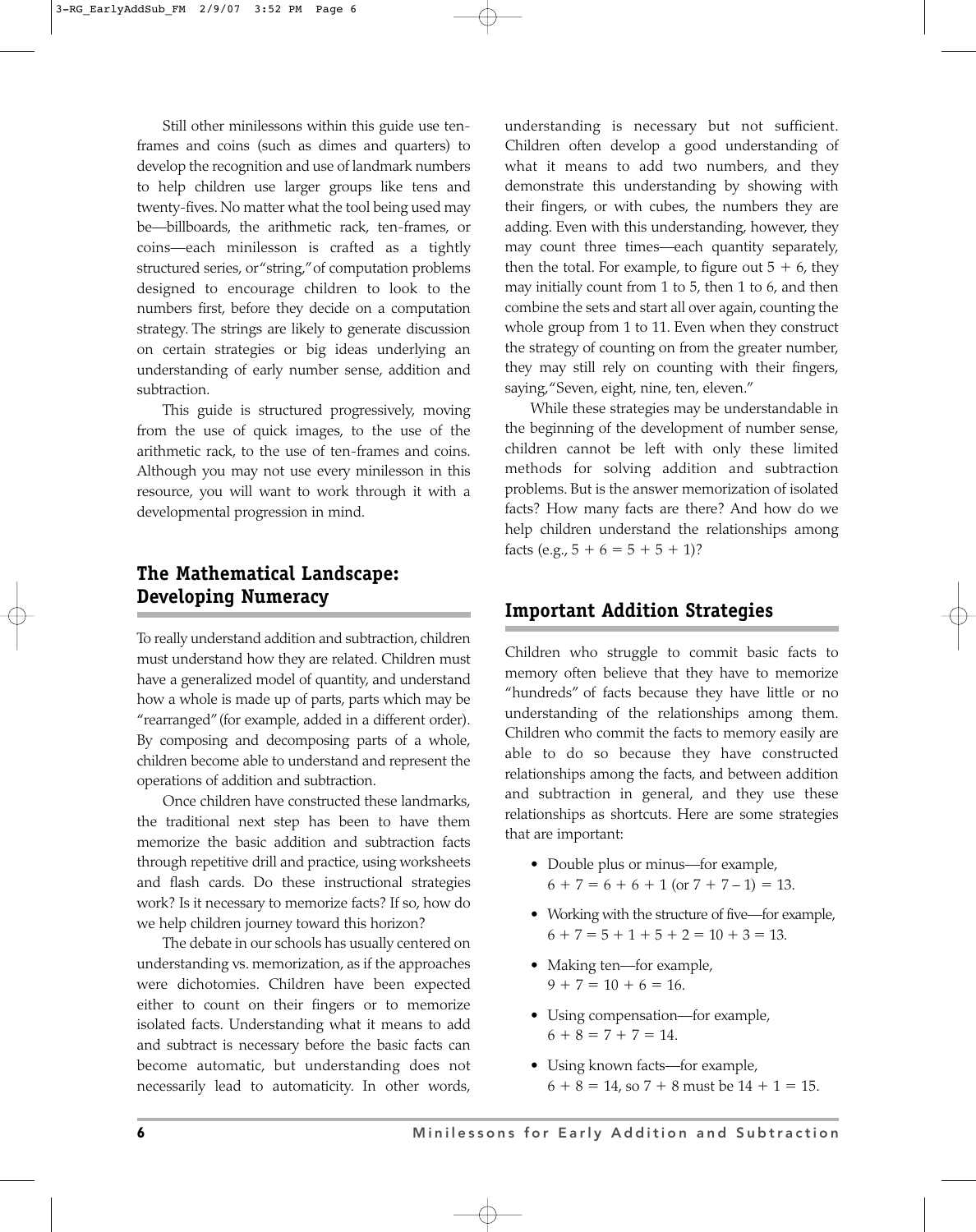Still other minilessons within this guide use ten-frames and coins (such as dimes and quarters) to develop the recognition and use of landmark numbers to help children use larger groups like tens and twenty-fives. No matter what the tool being used may be—billboards, the arithmetic rack, ten-frames, or coins—each minilesson is crafted as a tightly structured series, or "string," of computation problems designed to encourage children to look to the numbers first, before they decide on a computation strategy. The strings are likely to generate discussion on certain strategies or big ideas underlying an understanding of early number sense, addition and subtraction.

This guide is structured progressively, moving from the use of quick images, to the use of the arithmetic rack, to the use of ten-frames and coins. Although you may not use every minilesson in this resource, you will want to work through it with a developmental progression in mind.

## The Mathematical Landscape: Developing Numeracy

To really understand addition and subtraction, children must understand how they are related. Children must have a generalized model of quantity, and understand how a whole is made up of parts, parts which may be "rearranged" (for example, added in a different order). By composing and decomposing parts of a whole, children become able to understand and represent the operations of addition and subtraction.

Once children have constructed these landmarks, the traditional next step has been to have them memorize the basic addition and subtraction facts through repetitive drill and practice, using worksheets and flash cards. Do these instructional strategies work? Is it necessary to memorize facts? If so, how do we help children journey toward this horizon?

The debate in our schools has usually centered on understanding vs. memorization, as if the approaches were dichotomies. Children have been expected either to count on their fingers or to memorize isolated facts. Understanding what it means to add and subtract is necessary before the basic facts can become automatic, but understanding does not necessarily lead to automaticity. In other words, understanding is necessary but not sufficient. Children often develop a good understanding of what it means to add two numbers, and they demonstrate this understanding by showing with their fingers, or with cubes, the numbers they are adding. Even with this understanding, however, they may count three times—each quantity separately, then the total. For example, to figure out $5 + 6$, they may initially count from 1 to 5, then 1 to 6, and then combine the sets and start all over again, counting the whole group from 1 to 11. Even when they construct the strategy of counting on from the greater number, they may still rely on counting with their fingers, saying, "Seven, eight, nine, ten, eleven."

While these strategies may be understandable in the beginning of the development of number sense, children cannot be left with only these limited methods for solving addition and subtraction problems. But is the answer memorization of isolated facts? How many facts are there? And how do we help children understand the relationships among facts (e.g., $5 + 6 = 5 + 5 + 1$)?

## Important Addition Strategies

Children who struggle to commit basic facts to memory often believe that they have to memorize "hundreds" of facts because they have little or no understanding of the relationships among them. Children who commit the facts to memory easily are able to do so because they have constructed relationships among the facts, and between addition and subtraction in general, and they use these relationships as shortcuts. Here are some strategies that are important:

- Double plus or minus—for example, $6 + 7 = 6 + 6 + 1$ (or $7 + 7 - 1$) $= 13$.
- Working with the structure of five—for example, $6 + 7 = 5 + 1 + 5 + 2 = 10 + 3 = 13$.
- Making ten—for example, $9 + 7 = 10 + 6 = 16$.
- Using compensation—for example, $6 + 8 = 7 + 7 = 14$.
- Using known facts—for example, $6 + 8 = 14$, so $7 + 8$ must be $14 + 1 = 15$.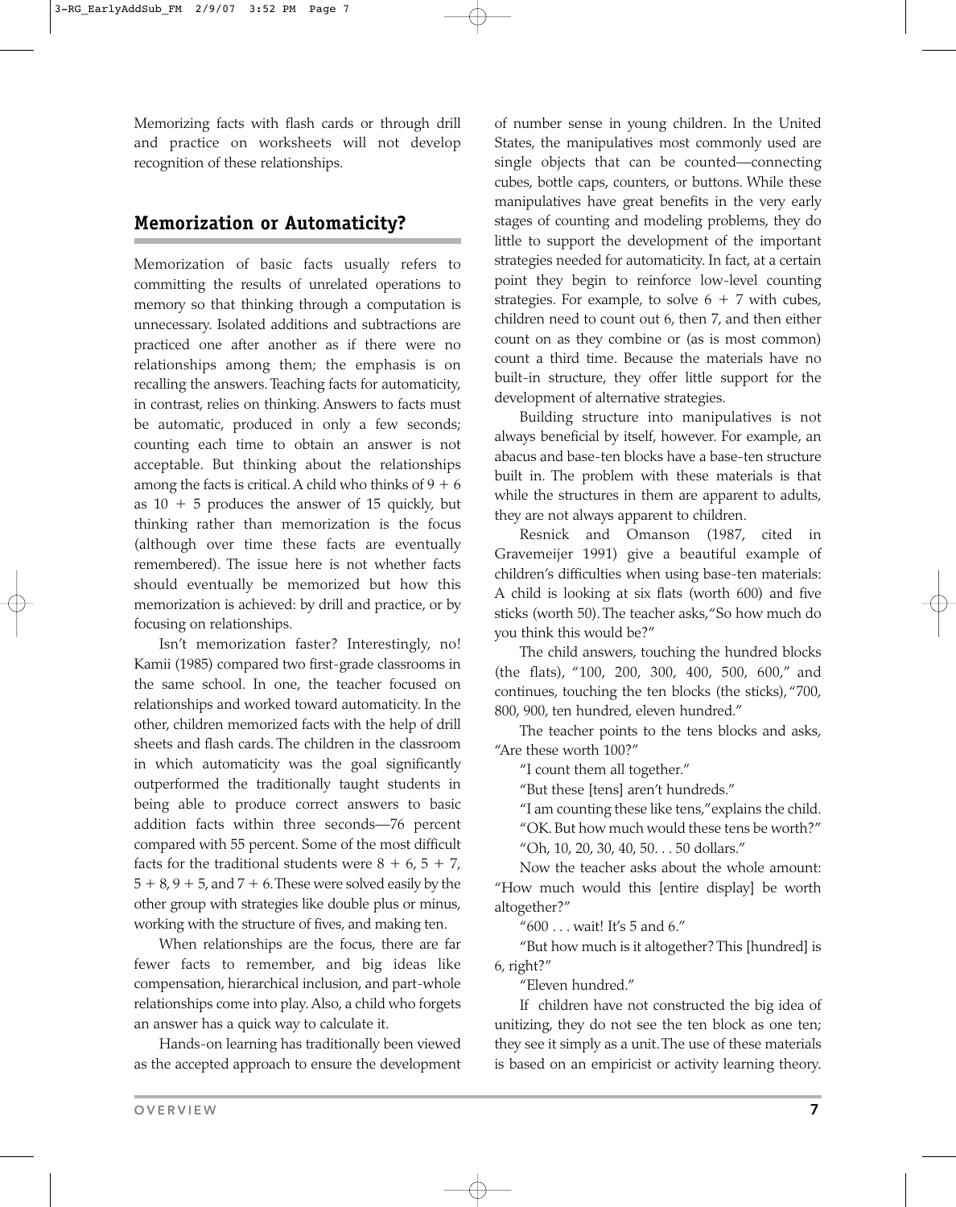Memorizing facts with flash cards or through drill and practice on worksheets will not develop recognition of these relationships.

## Memorization or Automaticity?

Memorization of basic facts usually refers to committing the results of unrelated operations to memory so that thinking through a computation is unnecessary. Isolated additions and subtractions are practiced one after another as if there were no relationships among them; the emphasis is on recalling the answers. Teaching facts for automaticity, in contrast, relies on thinking. Answers to facts must be automatic, produced in only a few seconds; counting each time to obtain an answer is not acceptable. But thinking about the relationships among the facts is critical. A child who thinks of $9 + 6$ as $10 + 5$ produces the answer of 15 quickly, but thinking rather than memorization is the focus (although over time these facts are eventually remembered). The issue here is not whether facts should eventually be memorized but how this memorization is achieved: by drill and practice, or by focusing on relationships.

Isn't memorization faster? Interestingly, no! Kamii (1985) compared two first-grade classrooms in the same school. In one, the teacher focused on relationships and worked toward automaticity. In the other, children memorized facts with the help of drill sheets and flash cards. The children in the classroom in which automaticity was the goal significantly outperformed the traditionally taught students in being able to produce correct answers to basic addition facts within three seconds—76 percent compared with 55 percent. Some of the most difficult facts for the traditional students were $8 + 6$, $5 + 7$, $5 + 8$, $9 + 5$, and $7 + 6$. These were solved easily by the other group with strategies like double plus or minus, working with the structure of fives, and making ten.

When relationships are the focus, there are far fewer facts to remember, and big ideas like compensation, hierarchical inclusion, and part-whole relationships come into play. Also, a child who forgets an answer has a quick way to calculate it.

Hands-on learning has traditionally been viewed as the accepted approach to ensure the development of number sense in young children. In the United States, the manipulatives most commonly used are single objects that can be counted—connecting cubes, bottle caps, counters, or buttons. While these manipulatives have great benefits in the very early stages of counting and modeling problems, they do little to support the development of the important strategies needed for automaticity. In fact, at a certain point they begin to reinforce low-level counting strategies. For example, to solve $6 + 7$ with cubes, children need to count out 6, then 7, and then either count on as they combine or (as is most common) count a third time. Because the materials have no built-in structure, they offer little support for the development of alternative strategies.

Building structure into manipulatives is not always beneficial by itself, however. For example, an abacus and base-ten blocks have a base-ten structure built in. The problem with these materials is that while the structures in them are apparent to adults, they are not always apparent to children.

Resnick and Omanson (1987, cited in Gravemeijer 1991) give a beautiful example of children's difficulties when using base-ten materials: A child is looking at six flats (worth 600) and five sticks (worth 50). The teacher asks, "So how much do you think this would be?"

The child answers, touching the hundred blocks (the flats), "100, 200, 300, 400, 500, 600," and continues, touching the ten blocks (the sticks), "700, 800, 900, ten hundred, eleven hundred."

The teacher points to the tens blocks and asks, "Are these worth 100?"

"I count them all together."

"But these [tens] aren't hundreds."

"I am counting these like tens," explains the child.

"OK. But how much would these tens be worth?"

"Oh, 10, 20, 30, 40, 50. . . 50 dollars."

Now the teacher asks about the whole amount: "How much would this [entire display] be worth altogether?"

"600 . . . wait! It's 5 and 6."

"But how much is it altogether? This [hundred] is 6, right?"

"Eleven hundred."

If children have not constructed the big idea of unitizing, they do not see the ten block as one ten; they see it simply as a unit. The use of these materials is based on an empiricist or activity learning theory.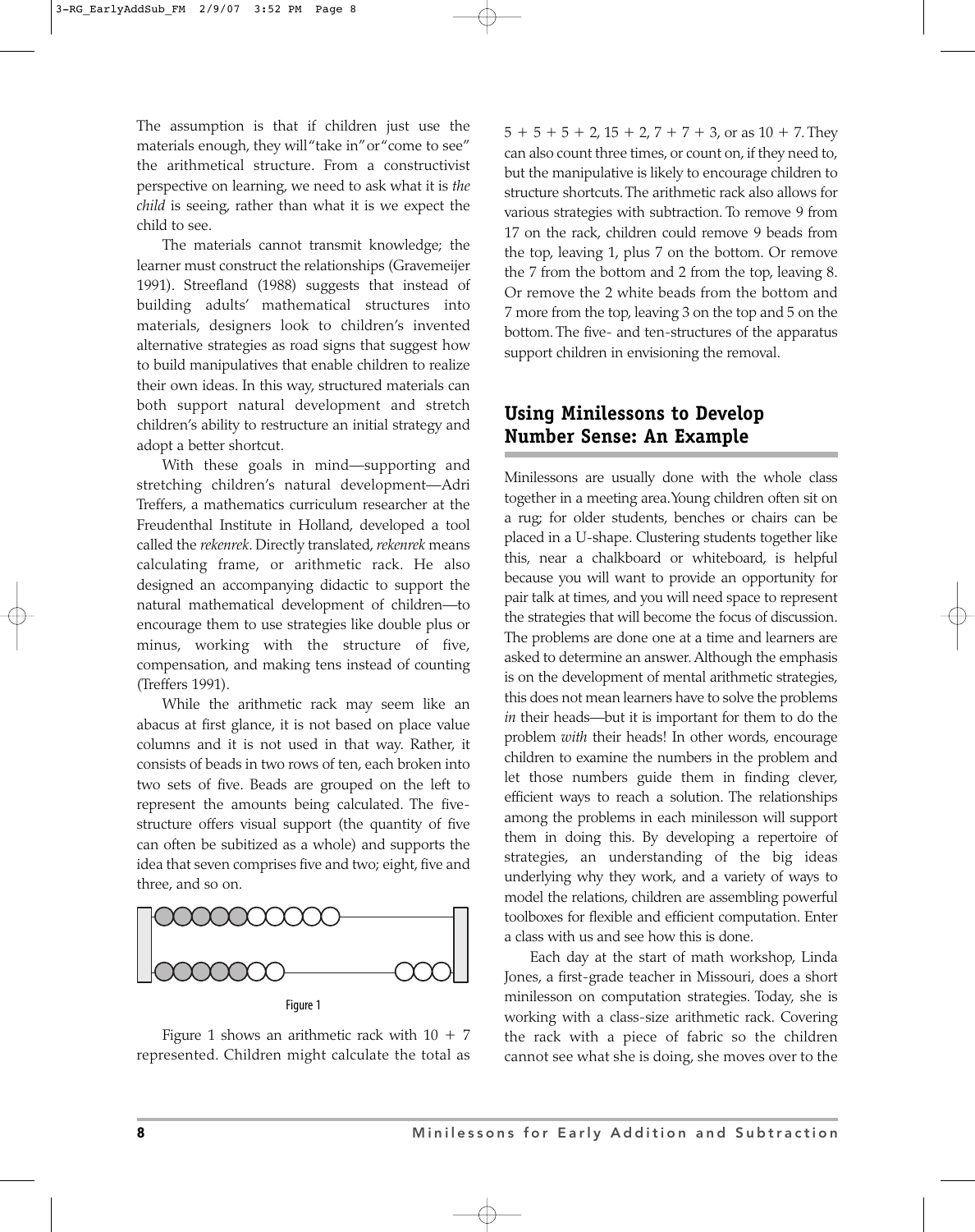The assumption is that if children just use the materials enough, they will "take in" or "come to see" the arithmetical structure. From a constructivist perspective on learning, we need to ask what it is *the child* is seeing, rather than what it is we expect the child to see.

The materials cannot transmit knowledge; the learner must construct the relationships (Gravemeijer 1991). Streefland (1988) suggests that instead of building adults' mathematical structures into materials, designers look to children's invented alternative strategies as road signs that suggest how to build manipulatives that enable children to realize their own ideas. In this way, structured materials can both support natural development and stretch children's ability to restructure an initial strategy and adopt a better shortcut.

With these goals in mind—supporting and stretching children's natural development—Adri Treffers, a mathematics curriculum researcher at the Freudenthal Institute in Holland, developed a tool called the *rekenrek*. Directly translated, *rekenrek* means calculating frame, or arithmetic rack. He also designed an accompanying didactic to support the natural mathematical development of children—to encourage them to use strategies like double plus or minus, working with the structure of five, compensation, and making tens instead of counting (Treffers 1991).

While the arithmetic rack may seem like an abacus at first glance, it is not based on place value columns and it is not used in that way. Rather, it consists of beads in two rows of ten, each broken into two sets of five. Beads are grouped on the left to represent the amounts being calculated. The five-structure offers visual support (the quantity of five can often be subitized as a whole) and supports the idea that seven comprises five and two; eight, five and three, and so on.

Figure 1

Figure 1 shows an arithmetic rack with $10 + 7$ represented. Children might calculate the total as $5 + 5 + 5 + 2$, $15 + 2$, $7 + 7 + 3$, or as $10 + 7$. They can also count three times, or count on, if they need to, but the manipulative is likely to encourage children to structure shortcuts. The arithmetic rack also allows for various strategies with subtraction. To remove 9 from 17 on the rack, children could remove 9 beads from the top, leaving 1, plus 7 on the bottom. Or remove the 7 from the bottom and 2 from the top, leaving 8. Or remove the 2 white beads from the bottom and 7 more from the top, leaving 3 on the top and 5 on the bottom. The five- and ten-structures of the apparatus support children in envisioning the removal.

## Using Minilessons to Develop Number Sense: An Example

Minilessons are usually done with the whole class together in a meeting area. Young children often sit on a rug; for older students, benches or chairs can be placed in a U-shape. Clustering students together like this, near a chalkboard or whiteboard, is helpful because you will want to provide an opportunity for pair talk at times, and you will need space to represent the strategies that will become the focus of discussion. The problems are done one at a time and learners are asked to determine an answer. Although the emphasis is on the development of mental arithmetic strategies, this does not mean learners have to solve the problems *in* their heads—but it is important for them to do the problem *with* their heads! In other words, encourage children to examine the numbers in the problem and let those numbers guide them in finding clever, efficient ways to reach a solution. The relationships among the problems in each minilesson will support them in doing this. By developing a repertoire of strategies, an understanding of the big ideas underlying why they work, and a variety of ways to model the relations, children are assembling powerful toolboxes for flexible and efficient computation. Enter a class with us and see how this is done.

Each day at the start of math workshop, Linda Jones, a first-grade teacher in Missouri, does a short minilesson on computation strategies. Today, she is working with a class-size arithmetic rack. Covering the rack with a piece of fabric so the children cannot see what she is doing, she moves over to the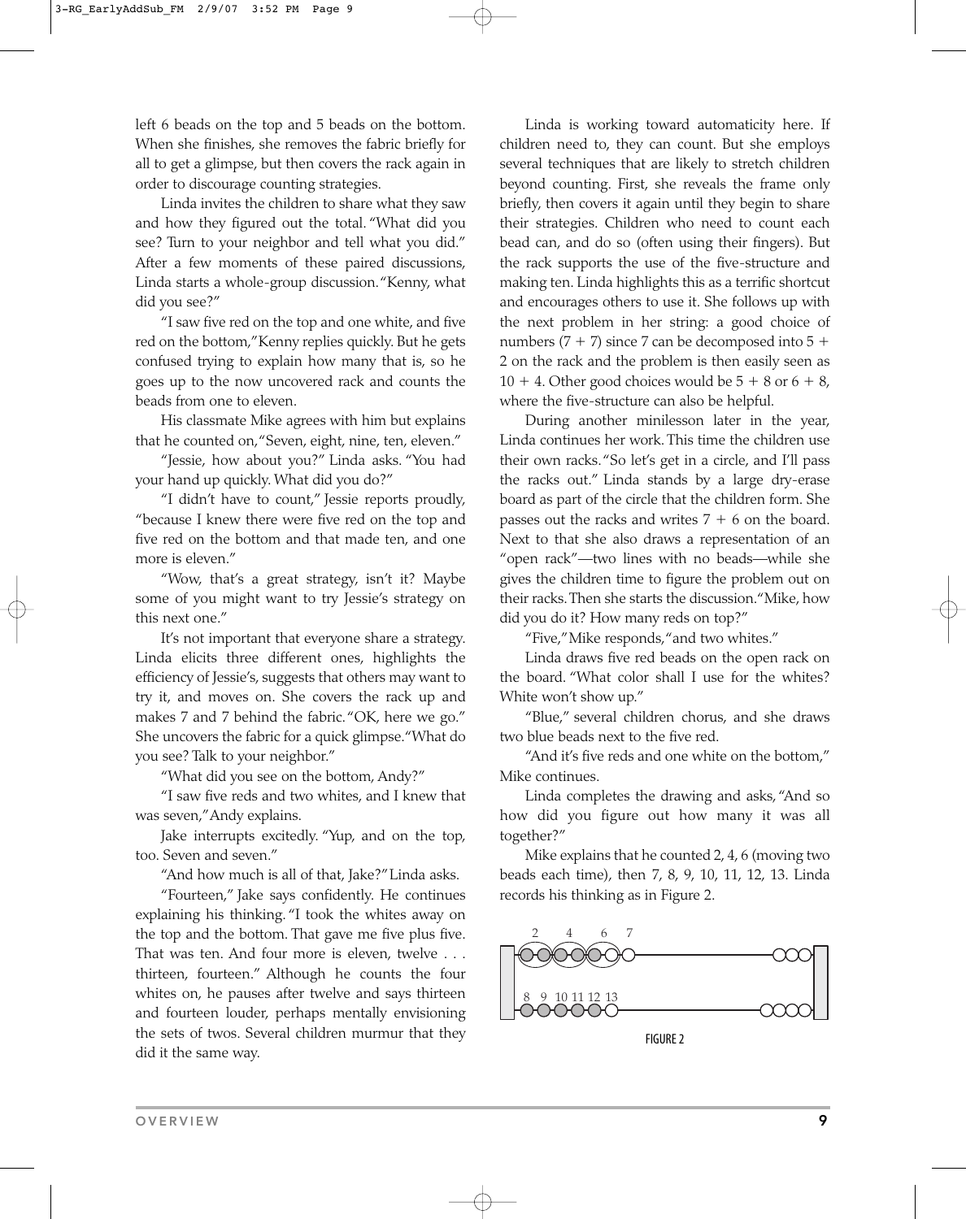left 6 beads on the top and 5 beads on the bottom. When she finishes, she removes the fabric briefly for all to get a glimpse, but then covers the rack again in order to discourage counting strategies.

Linda invites the children to share what they saw and how they figured out the total. "What did you see? Turn to your neighbor and tell what you did." After a few moments of these paired discussions, Linda starts a whole-group discussion. "Kenny, what did you see?"

"I saw five red on the top and one white, and five red on the bottom," Kenny replies quickly. But he gets confused trying to explain how many that is, so he goes up to the now uncovered rack and counts the beads from one to eleven.

His classmate Mike agrees with him but explains that he counted on, "Seven, eight, nine, ten, eleven."

"Jessie, how about you?" Linda asks. "You had your hand up quickly. What did you do?"

"I didn't have to count," Jessie reports proudly, "because I knew there were five red on the top and five red on the bottom and that made ten, and one more is eleven."

"Wow, that's a great strategy, isn't it? Maybe some of you might want to try Jessie's strategy on this next one."

It's not important that everyone share a strategy. Linda elicits three different ones, highlights the efficiency of Jessie's, suggests that others may want to try it, and moves on. She covers the rack up and makes 7 and 7 behind the fabric. "OK, here we go." She uncovers the fabric for a quick glimpse. "What do you see? Talk to your neighbor."

"What did you see on the bottom, Andy?"

"I saw five reds and two whites, and I knew that was seven," Andy explains.

Jake interrupts excitedly. "Yup, and on the top, too. Seven and seven."

"And how much is all of that, Jake?" Linda asks.

"Fourteen," Jake says confidently. He continues explaining his thinking. "I took the whites away on the top and the bottom. That gave me five plus five. That was ten. And four more is eleven, twelve . . . thirteen, fourteen." Although he counts the four whites on, he pauses after twelve and says thirteen and fourteen louder, perhaps mentally envisioning the sets of twos. Several children murmur that they did it the same way.

Linda is working toward automaticity here. If children need to, they can count. But she employs several techniques that are likely to stretch children beyond counting. First, she reveals the frame only briefly, then covers it again until they begin to share their strategies. Children who need to count each bead can, and do so (often using their fingers). But the rack supports the use of the five-structure and making ten. Linda highlights this as a terrific shortcut and encourages others to use it. She follows up with the next problem in her string: a good choice of numbers ($7 + 7$) since 7 can be decomposed into $5 + 2$ on the rack and the problem is then easily seen as $10 + 4$. Other good choices would be $5 + 8$ or $6 + 8$, where the five-structure can also be helpful.

During another minilesson later in the year, Linda continues her work. This time the children use their own racks. "So let's get in a circle, and I'll pass the racks out." Linda stands by a large dry-erase board as part of the circle that the children form. She passes out the racks and writes $7 + 6$ on the board. Next to that she also draws a representation of an "open rack"—two lines with no beads—while she gives the children time to figure the problem out on their racks. Then she starts the discussion. "Mike, how did you do it? How many reds on top?"

"Five," Mike responds, "and two whites."

Linda draws five red beads on the open rack on the board. "What color shall I use for the whites? White won't show up."

"Blue," several children chorus, and she draws two blue beads next to the five red.

"And it's five reds and one white on the bottom," Mike continues.

Linda completes the drawing and asks, "And so how did you figure out how many it was all together?"

Mike explains that he counted 2, 4, 6 (moving two beads each time), then 7, 8, 9, 10, 11, 12, 13. Linda records his thinking as in Figure 2.

2 4 6 7

8 9 10 11 12 13

FIGURE 2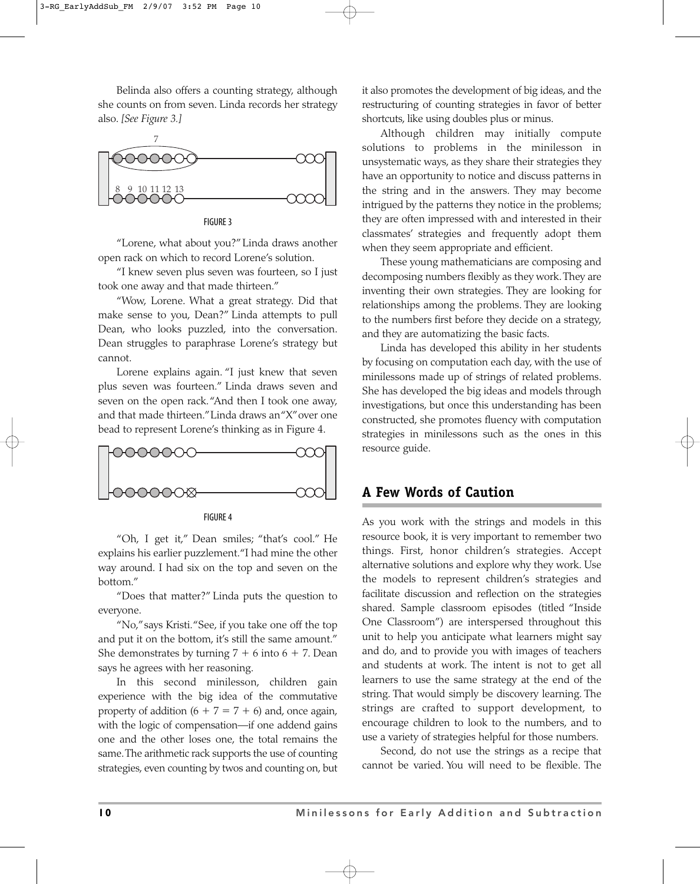Belinda also offers a counting strategy, although she counts on from seven. Linda records her strategy also. *[See Figure 3.]*

FIGURE 3

"Lorene, what about you?" Linda draws another open rack on which to record Lorene's solution.

"I knew seven plus seven was fourteen, so I just took one away and that made thirteen."

"Wow, Lorene. What a great strategy. Did that make sense to you, Dean?" Linda attempts to pull Dean, who looks puzzled, into the conversation. Dean struggles to paraphrase Lorene's strategy but cannot.

Lorene explains again. "I just knew that seven plus seven was fourteen." Linda draws seven and seven on the open rack. "And then I took one away, and that made thirteen." Linda draws an "X" over one bead to represent Lorene's thinking as in Figure 4.

FIGURE 4

"Oh, I get it," Dean smiles; "that's cool." He explains his earlier puzzlement. "I had mine the other way around. I had six on the top and seven on the bottom."

"Does that matter?" Linda puts the question to everyone.

"No," says Kristi. "See, if you take one off the top and put it on the bottom, it's still the same amount." She demonstrates by turning $7 + 6$ into $6 + 7$. Dean says he agrees with her reasoning.

In this second minilesson, children gain experience with the big idea of the commutative property of addition ($6 + 7 = 7 + 6$) and, once again, with the logic of compensation—if one addend gains one and the other loses one, the total remains the same. The arithmetic rack supports the use of counting strategies, even counting by twos and counting on, but it also promotes the development of big ideas, and the restructuring of counting strategies in favor of better shortcuts, like using doubles plus or minus.

Although children may initially compute solutions to problems in the minilesson in unsystematic ways, as they share their strategies they have an opportunity to notice and discuss patterns in the string and in the answers. They may become intrigued by the patterns they notice in the problems; they are often impressed with and interested in their classmates' strategies and frequently adopt them when they seem appropriate and efficient.

These young mathematicians are composing and decomposing numbers flexibly as they work. They are inventing their own strategies. They are looking for relationships among the problems. They are looking to the numbers first before they decide on a strategy, and they are automatizing the basic facts.

Linda has developed this ability in her students by focusing on computation each day, with the use of minilessons made up of strings of related problems. She has developed the big ideas and models through investigations, but once this understanding has been constructed, she promotes fluency with computation strategies in minilessons such as the ones in this resource guide.

## A Few Words of Caution

As you work with the strings and models in this resource book, it is very important to remember two things. First, honor children's strategies. Accept alternative solutions and explore why they work. Use the models to represent children's strategies and facilitate discussion and reflection on the strategies shared. Sample classroom episodes (titled "Inside One Classroom") are interspersed throughout this unit to help you anticipate what learners might say and do, and to provide you with images of teachers and students at work. The intent is not to get all learners to use the same strategy at the end of the string. That would simply be discovery learning. The strings are crafted to support development, to encourage children to look to the numbers, and to use a variety of strategies helpful for those numbers.

Second, do not use the strings as a recipe that cannot be varied. You will need to be flexible. The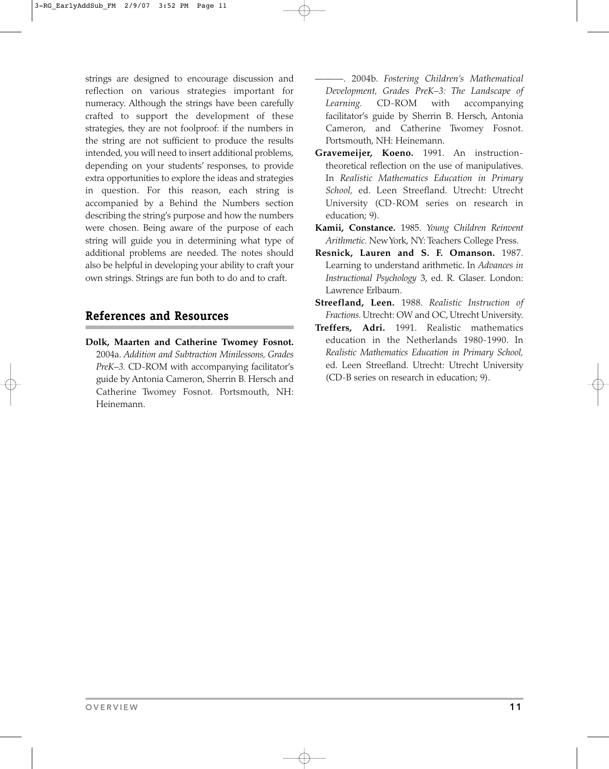strings are designed to encourage discussion and reflection on various strategies important for numeracy. Although the strings have been carefully crafted to support the development of these strategies, they are not foolproof: if the numbers in the string are not sufficient to produce the results intended, you will need to insert additional problems, depending on your students' responses, to provide extra opportunities to explore the ideas and strategies in question. For this reason, each string is accompanied by a Behind the Numbers section describing the string's purpose and how the numbers were chosen. Being aware of the purpose of each string will guide you in determining what type of additional problems are needed. The notes should also be helpful in developing your ability to craft your own strings. Strings are fun both to do and to craft.

## References and Resources

**Dolk, Maarten and Catherine Twomey Fosnot.** 2004a. *Addition and Subtraction Minilessons, Grades PreK–3.* CD-ROM with accompanying facilitator's guide by Antonia Cameron, Sherrin B. Hersch and Catherine Twomey Fosnot. Portsmouth, NH: Heinemann.

———. 2004b. *Fostering Children's Mathematical Development, Grades PreK–3: The Landscape of Learning.* CD-ROM with accompanying facilitator's guide by Sherrin B. Hersch, Antonia Cameron, and Catherine Twomey Fosnot. Portsmouth, NH: Heinemann.

**Gravemeijer, Koeno.** 1991. An instruction-theoretical reflection on the use of manipulatives. In *Realistic Mathematics Education in Primary School,* ed. Leen Streefland. Utrecht: Utrecht University (CD-ROM series on research in education; 9).

**Kamii, Constance.** 1985. *Young Children Reinvent Arithmetic.* New York, NY: Teachers College Press.

**Resnick, Lauren and S. F. Omanson.** 1987. Learning to understand arithmetic. In *Advances in Instructional Psychology* 3, ed. R. Glaser. London: Lawrence Erlbaum.

**Streefland, Leen.** 1988. *Realistic Instruction of Fractions.* Utrecht: OW and OC, Utrecht University.

**Treffers, Adri.** 1991. Realistic mathematics education in the Netherlands 1980-1990. In *Realistic Mathematics Education in Primary School,* ed. Leen Streefland. Utrecht: Utrecht University (CD-B series on research in education; 9).